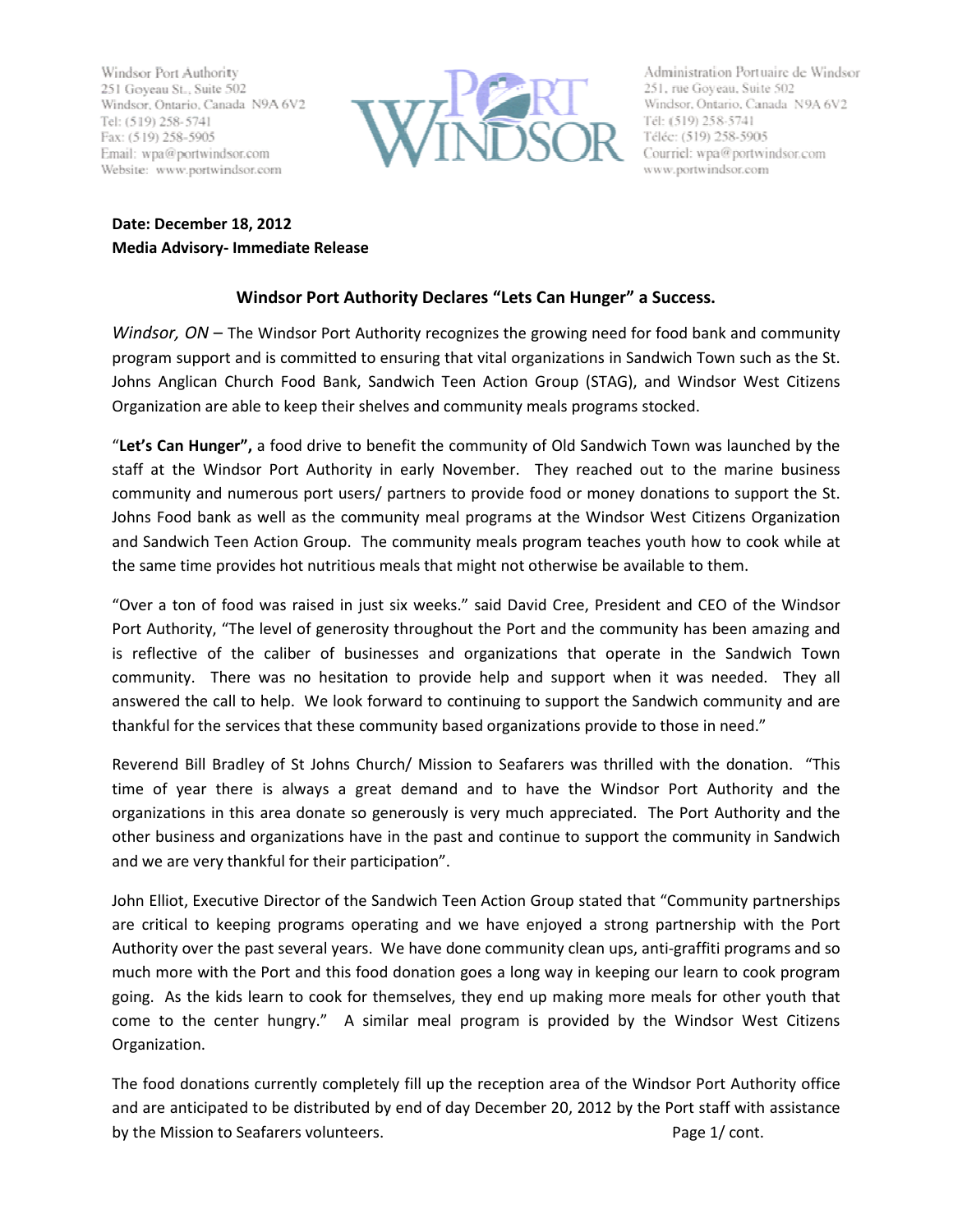Windsor Port Authority
251 Goyeau St., Suite 502
Windsor, Ontario, Canada N9A 6V2
Tel: (519) 258-5741
Fax: (519) 258-5905
Email: wpa@portwindsor.com
Website: www.portwindsor.com

PORT WINDSOR

Administration Portuaire de Windsor
251, rue Goyeau, Suite 502
Windsor, Ontario, Canada N9A 6V2
Tél: (519) 258-5741
Téléc: (519) 258-5905
Courriel: wpa@portwindsor.com
www.portwindsor.com

**Date: December 18, 2012**
**Media Advisory- Immediate Release**

## Windsor Port Authority Declares "Lets Can Hunger" a Success.

*Windsor, ON* – The Windsor Port Authority recognizes the growing need for food bank and community program support and is committed to ensuring that vital organizations in Sandwich Town such as the St. Johns Anglican Church Food Bank, Sandwich Teen Action Group (STAG), and Windsor West Citizens Organization are able to keep their shelves and community meals programs stocked.

"**Let's Can Hunger",** a food drive to benefit the community of Old Sandwich Town was launched by the staff at the Windsor Port Authority in early November. They reached out to the marine business community and numerous port users/ partners to provide food or money donations to support the St. Johns Food bank as well as the community meal programs at the Windsor West Citizens Organization and Sandwich Teen Action Group. The community meals program teaches youth how to cook while at the same time provides hot nutritious meals that might not otherwise be available to them.

"Over a ton of food was raised in just six weeks." said David Cree, President and CEO of the Windsor Port Authority, "The level of generosity throughout the Port and the community has been amazing and is reflective of the caliber of businesses and organizations that operate in the Sandwich Town community. There was no hesitation to provide help and support when it was needed. They all answered the call to help. We look forward to continuing to support the Sandwich community and are thankful for the services that these community based organizations provide to those in need."

Reverend Bill Bradley of St Johns Church/ Mission to Seafarers was thrilled with the donation. "This time of year there is always a great demand and to have the Windsor Port Authority and the organizations in this area donate so generously is very much appreciated. The Port Authority and the other business and organizations have in the past and continue to support the community in Sandwich and we are very thankful for their participation".

John Elliot, Executive Director of the Sandwich Teen Action Group stated that "Community partnerships are critical to keeping programs operating and we have enjoyed a strong partnership with the Port Authority over the past several years. We have done community clean ups, anti-graffiti programs and so much more with the Port and this food donation goes a long way in keeping our learn to cook program going. As the kids learn to cook for themselves, they end up making more meals for other youth that come to the center hungry." A similar meal program is provided by the Windsor West Citizens Organization.

The food donations currently completely fill up the reception area of the Windsor Port Authority office and are anticipated to be distributed by end of day December 20, 2012 by the Port staff with assistance by the Mission to Seafarers volunteers.

Page 1/ cont.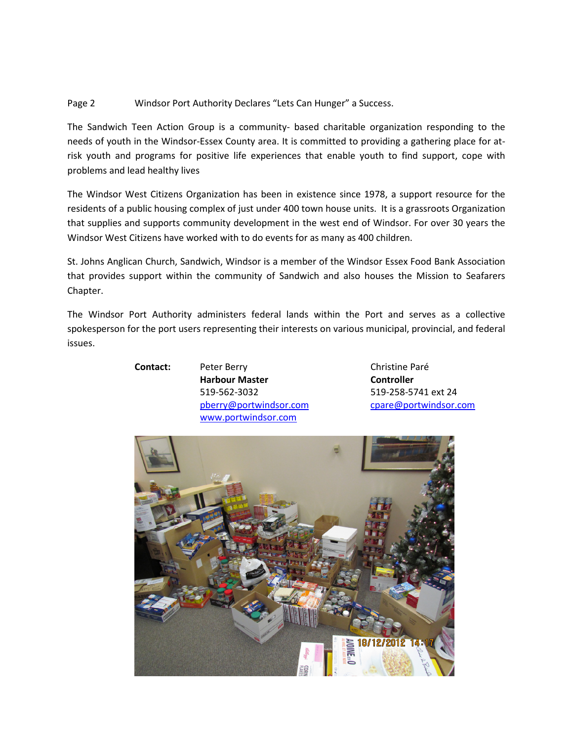The Sandwich Teen Action Group is a community- based charitable organization responding to the needs of youth in the Windsor-Essex County area. It is committed to providing a gathering place for at-risk youth and programs for positive life experiences that enable youth to find support, cope with problems and lead healthy lives

The Windsor West Citizens Organization has been in existence since 1978, a support resource for the residents of a public housing complex of just under 400 town house units. It is a grassroots Organization that supplies and supports community development in the west end of Windsor. For over 30 years the Windsor West Citizens have worked with to do events for as many as 400 children.

St. Johns Anglican Church, Sandwich, Windsor is a member of the Windsor Essex Food Bank Association that provides support within the community of Sandwich and also houses the Mission to Seafarers Chapter.

The Windsor Port Authority administers federal lands within the Port and serves as a collective spokesperson for the port users representing their interests on various municipal, provincial, and federal issues.

**Contact:**

Peter Berry
**Harbour Master**
519-562-3032
pberry@portwindsor.com
www.portwindsor.com

Christine Paré
**Controller**
519-258-5741 ext 24
cpare@portwindsor.com